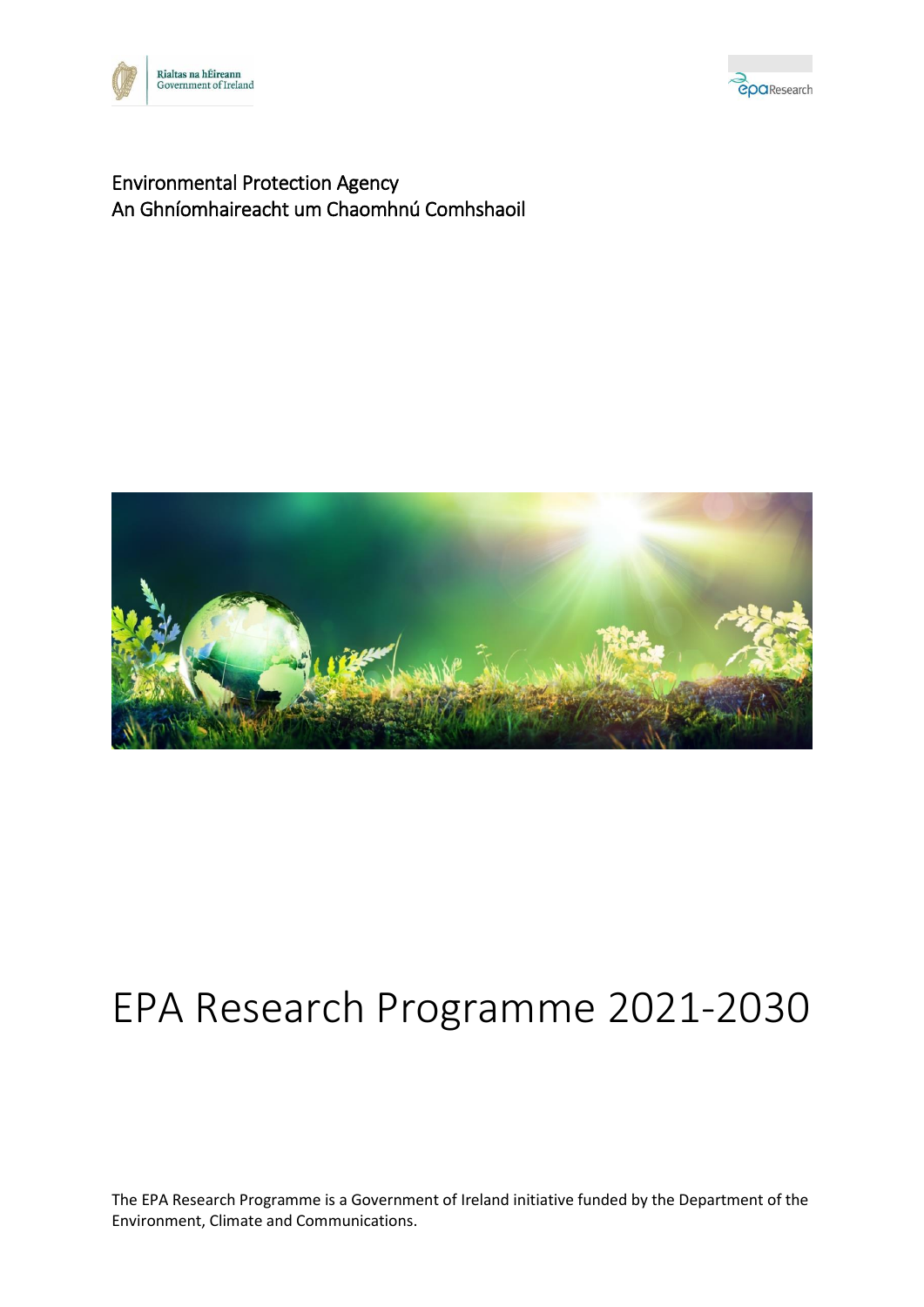Rialtas na hÉireann
Government of Ireland

epaResearch

Environmental Protection Agency
An Ghníomhaireacht um Chaomhnú Comhshaoil

# EPA Research Programme 2021-2030

The EPA Research Programme is a Government of Ireland initiative funded by the Department of the Environment, Climate and Communications.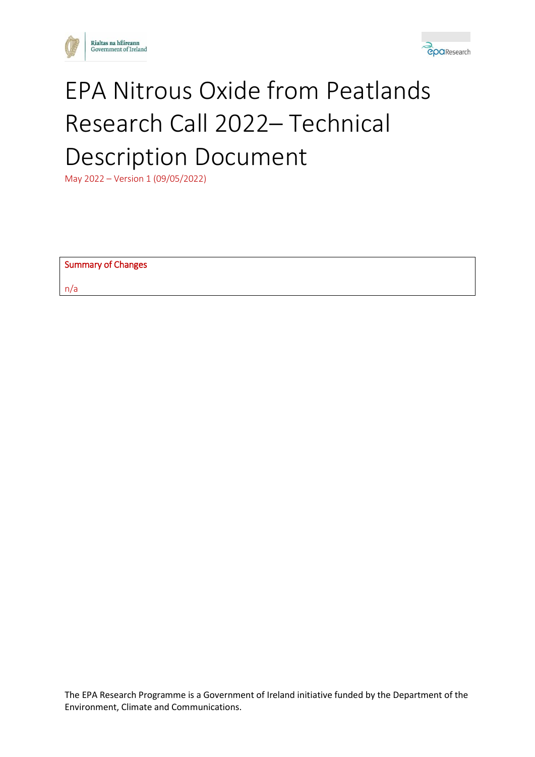# EPA Nitrous Oxide from Peatlands Research Call 2022– Technical Description Document

May 2022 – Version 1 (09/05/2022)

| Summary of Changes |
| --- |
| n/a |

The EPA Research Programme is a Government of Ireland initiative funded by the Department of the Environment, Climate and Communications.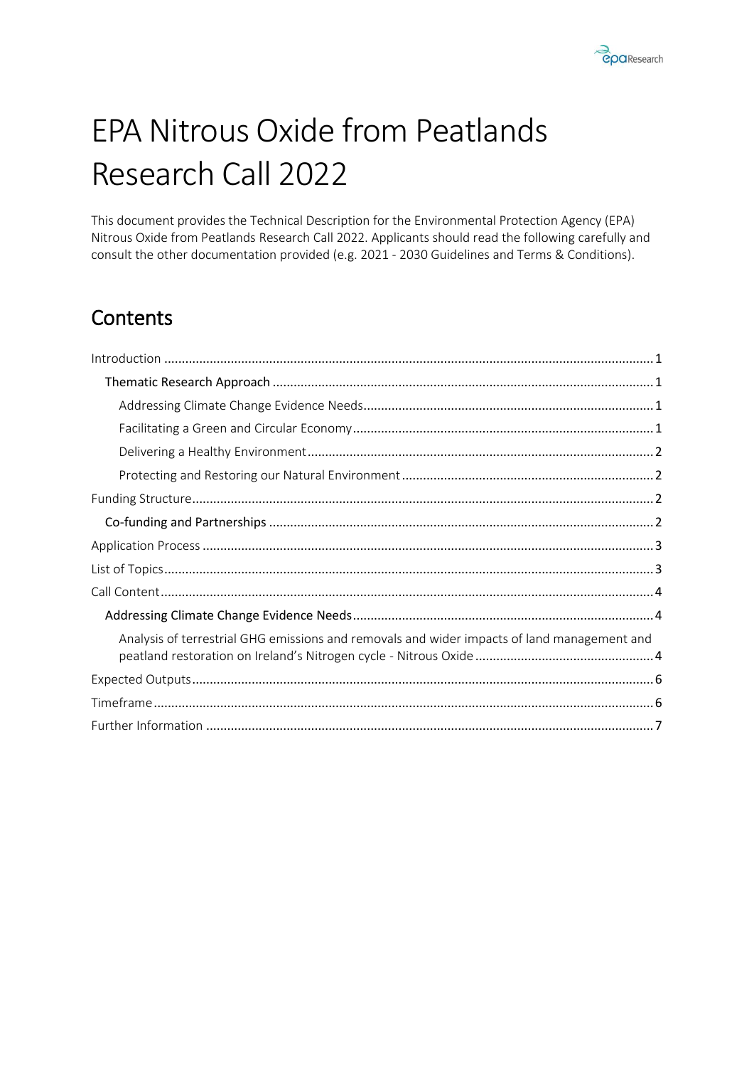# EPA Nitrous Oxide from Peatlands Research Call 2022

This document provides the Technical Description for the Environmental Protection Agency (EPA) Nitrous Oxide from Peatlands Research Call 2022. Applicants should read the following carefully and consult the other documentation provided (e.g. 2021 - 2030 Guidelines and Terms & Conditions).

## Contents

- Introduction ........................................................ 1
  - Thematic Research Approach ........................................................ 1
    - Addressing Climate Change Evidence Needs ........................................................ 1
    - Facilitating a Green and Circular Economy ........................................................ 1
    - Delivering a Healthy Environment ........................................................ 2
    - Protecting and Restoring our Natural Environment ........................................................ 2
- Funding Structure ........................................................ 2
  - Co-funding and Partnerships ........................................................ 2
- Application Process ........................................................ 3
- List of Topics ........................................................ 3
- Call Content ........................................................ 4
  - Addressing Climate Change Evidence Needs ........................................................ 4
    - Analysis of terrestrial GHG emissions and removals and wider impacts of land management and peatland restoration on Ireland's Nitrogen cycle - Nitrous Oxide ........................................................ 4
- Expected Outputs ........................................................ 6
- Timeframe ........................................................ 6
- Further Information ........................................................ 7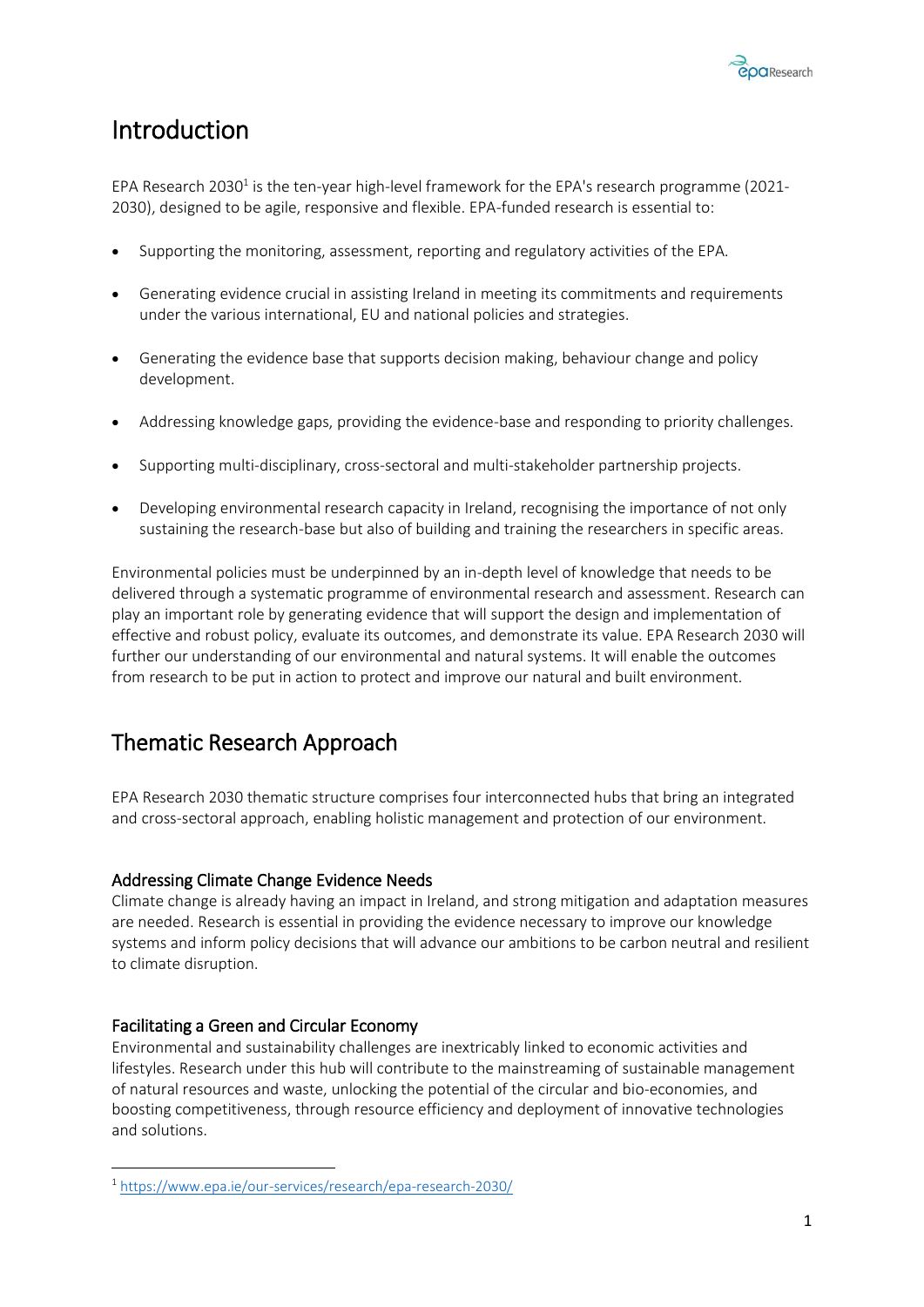# Introduction

EPA Research 2030[1] is the ten-year high-level framework for the EPA's research programme (2021-2030), designed to be agile, responsive and flexible. EPA-funded research is essential to:

- Supporting the monitoring, assessment, reporting and regulatory activities of the EPA.
- Generating evidence crucial in assisting Ireland in meeting its commitments and requirements under the various international, EU and national policies and strategies.
- Generating the evidence base that supports decision making, behaviour change and policy development.
- Addressing knowledge gaps, providing the evidence-base and responding to priority challenges.
- Supporting multi-disciplinary, cross-sectoral and multi-stakeholder partnership projects.
- Developing environmental research capacity in Ireland, recognising the importance of not only sustaining the research-base but also of building and training the researchers in specific areas.

Environmental policies must be underpinned by an in-depth level of knowledge that needs to be delivered through a systematic programme of environmental research and assessment. Research can play an important role by generating evidence that will support the design and implementation of effective and robust policy, evaluate its outcomes, and demonstrate its value. EPA Research 2030 will further our understanding of our environmental and natural systems. It will enable the outcomes from research to be put in action to protect and improve our natural and built environment.

# Thematic Research Approach

EPA Research 2030 thematic structure comprises four interconnected hubs that bring an integrated and cross-sectoral approach, enabling holistic management and protection of our environment.

## Addressing Climate Change Evidence Needs

Climate change is already having an impact in Ireland, and strong mitigation and adaptation measures are needed. Research is essential in providing the evidence necessary to improve our knowledge systems and inform policy decisions that will advance our ambitions to be carbon neutral and resilient to climate disruption.

## Facilitating a Green and Circular Economy

Environmental and sustainability challenges are inextricably linked to economic activities and lifestyles. Research under this hub will contribute to the mainstreaming of sustainable management of natural resources and waste, unlocking the potential of the circular and bio-economies, and boosting competitiveness, through resource efficiency and deployment of innovative technologies and solutions.

[1] https://www.epa.ie/our-services/research/epa-research-2030/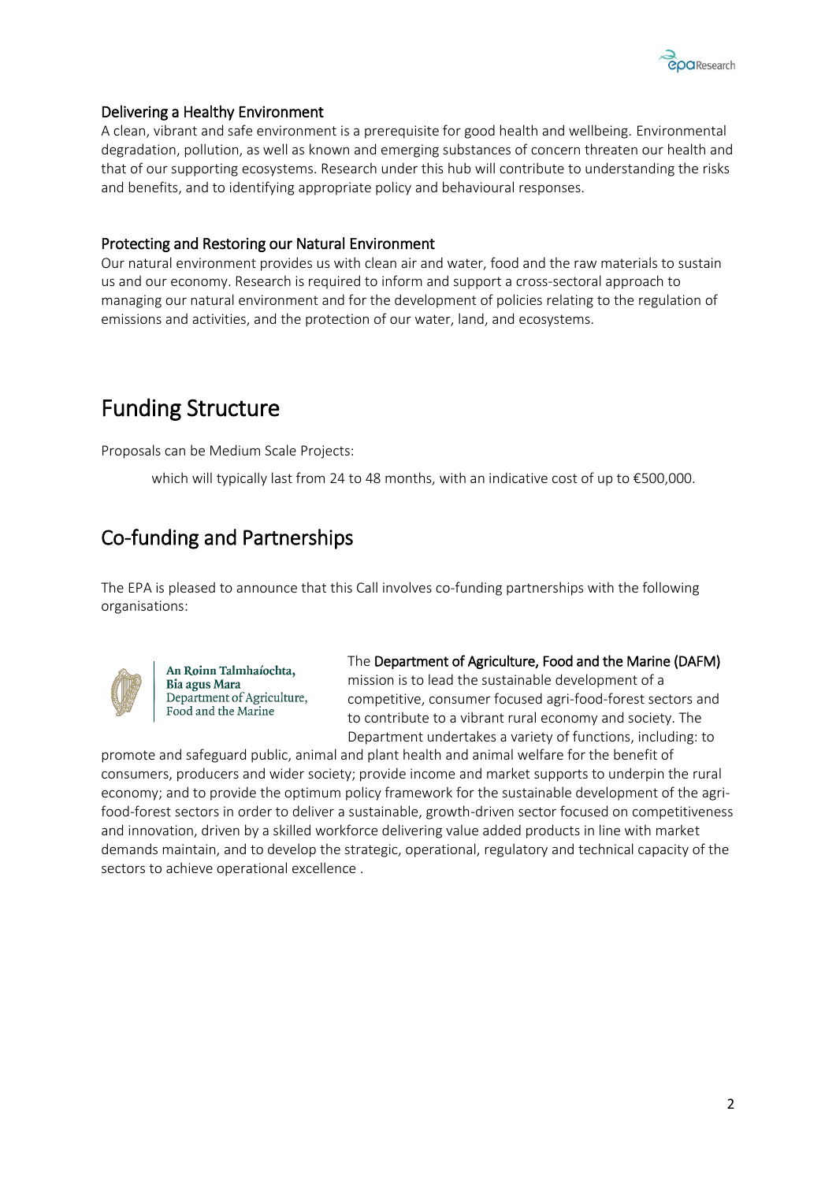### Delivering a Healthy Environment

A clean, vibrant and safe environment is a prerequisite for good health and wellbeing. Environmental degradation, pollution, as well as known and emerging substances of concern threaten our health and that of our supporting ecosystems. Research under this hub will contribute to understanding the risks and benefits, and to identifying appropriate policy and behavioural responses.

### Protecting and Restoring our Natural Environment

Our natural environment provides us with clean air and water, food and the raw materials to sustain us and our economy. Research is required to inform and support a cross-sectoral approach to managing our natural environment and for the development of policies relating to the regulation of emissions and activities, and the protection of our water, land, and ecosystems.

## Funding Structure

Proposals can be Medium Scale Projects:

which will typically last from 24 to 48 months, with an indicative cost of up to €500,000.

## Co-funding and Partnerships

The EPA is pleased to announce that this Call involves co-funding partnerships with the following organisations:

**An Roinn Talmhaíochta, Bia agus Mara**
Department of Agriculture, Food and the Marine

The **Department of Agriculture, Food and the Marine (DAFM)** mission is to lead the sustainable development of a competitive, consumer focused agri-food-forest sectors and to contribute to a vibrant rural economy and society. The Department undertakes a variety of functions, including: to promote and safeguard public, animal and plant health and animal welfare for the benefit of consumers, producers and wider society; provide income and market supports to underpin the rural economy; and to provide the optimum policy framework for the sustainable development of the agri-food-forest sectors in order to deliver a sustainable, growth-driven sector focused on competitiveness and innovation, driven by a skilled workforce delivering value added products in line with market demands maintain, and to develop the strategic, operational, regulatory and technical capacity of the sectors to achieve operational excellence .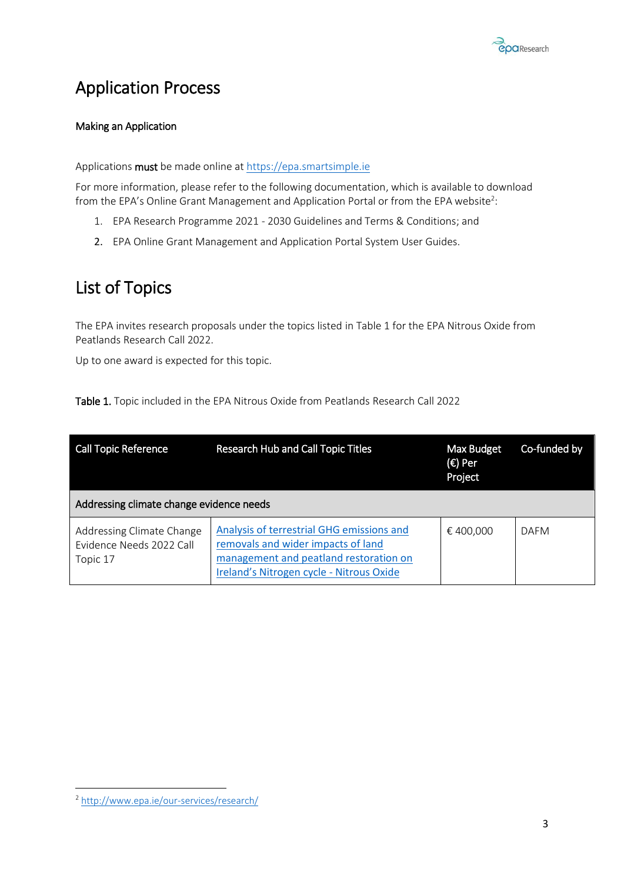# Application Process

### Making an Application

Applications **must** be made online at https://epa.smartsimple.ie

For more information, please refer to the following documentation, which is available to download from the EPA's Online Grant Management and Application Portal or from the EPA website[2]:

1. EPA Research Programme 2021 - 2030 Guidelines and Terms & Conditions; and
2. EPA Online Grant Management and Application Portal System User Guides.

# List of Topics

The EPA invites research proposals under the topics listed in Table 1 for the EPA Nitrous Oxide from Peatlands Research Call 2022.

Up to one award is expected for this topic.

**Table 1.** Topic included in the EPA Nitrous Oxide from Peatlands Research Call 2022

| Call Topic Reference | Research Hub and Call Topic Titles | Max Budget (€) Per Project | Co-funded by |
|---|---|---|---|
| Addressing climate change evidence needs | | | |
| Addressing Climate Change Evidence Needs 2022 Call Topic 17 | Analysis of terrestrial GHG emissions and removals and wider impacts of land management and peatland restoration on Ireland's Nitrogen cycle - Nitrous Oxide | € 400,000 | DAFM |

[2] http://www.epa.ie/our-services/research/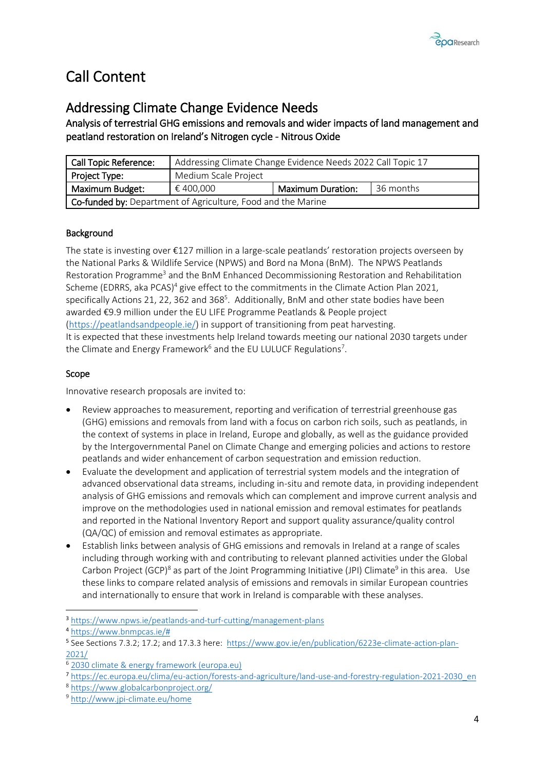# Call Content

## Addressing Climate Change Evidence Needs

**Analysis of terrestrial GHG emissions and removals and wider impacts of land management and peatland restoration on Ireland's Nitrogen cycle - Nitrous Oxide**

| Call Topic Reference: | Addressing Climate Change Evidence Needs 2022 Call Topic 17 | | |
|---|---|---|---|
| Project Type: | Medium Scale Project | | |
| Maximum Budget: | € 400,000 | Maximum Duration: | 36 months |
| **Co-funded by:** Department of Agriculture, Food and the Marine | | | |

### Background

The state is investing over €127 million in a large-scale peatlands' restoration projects overseen by the National Parks & Wildlife Service (NPWS) and Bord na Mona (BnM). The NPWS Peatlands Restoration Programme[3] and the BnM Enhanced Decommissioning Restoration and Rehabilitation Scheme (EDRRS, aka PCAS)[4] give effect to the commitments in the Climate Action Plan 2021, specifically Actions 21, 22, 362 and 368[5]. Additionally, BnM and other state bodies have been awarded €9.9 million under the EU LIFE Programme Peatlands & People project (https://peatlandsandpeople.ie/) in support of transitioning from peat harvesting.
It is expected that these investments help Ireland towards meeting our national 2030 targets under the Climate and Energy Framework[6] and the EU LULUCF Regulations[7].

### Scope

Innovative research proposals are invited to:

- Review approaches to measurement, reporting and verification of terrestrial greenhouse gas (GHG) emissions and removals from land with a focus on carbon rich soils, such as peatlands, in the context of systems in place in Ireland, Europe and globally, as well as the guidance provided by the Intergovernmental Panel on Climate Change and emerging policies and actions to restore peatlands and wider enhancement of carbon sequestration and emission reduction.
- Evaluate the development and application of terrestrial system models and the integration of advanced observational data streams, including in-situ and remote data, in providing independent analysis of GHG emissions and removals which can complement and improve current analysis and improve on the methodologies used in national emission and removal estimates for peatlands and reported in the National Inventory Report and support quality assurance/quality control (QA/QC) of emission and removal estimates as appropriate.
- Establish links between analysis of GHG emissions and removals in Ireland at a range of scales including through working with and contributing to relevant planned activities under the Global Carbon Project (GCP)[8] as part of the Joint Programming Initiative (JPI) Climate[9] in this area. Use these links to compare related analysis of emissions and removals in similar European countries and internationally to ensure that work in Ireland is comparable with these analyses.

---

[3] https://www.npws.ie/peatlands-and-turf-cutting/management-plans
[4] https://www.bnmpcas.ie/#
[5] See Sections 7.3.2; 17.2; and 17.3.3 here: https://www.gov.ie/en/publication/6223e-climate-action-plan-2021/
[6] 2030 climate & energy framework (europa.eu)
[7] https://ec.europa.eu/clima/eu-action/forests-and-agriculture/land-use-and-forestry-regulation-2021-2030_en
[8] https://www.globalcarbonproject.org/
[9] http://www.jpi-climate.eu/home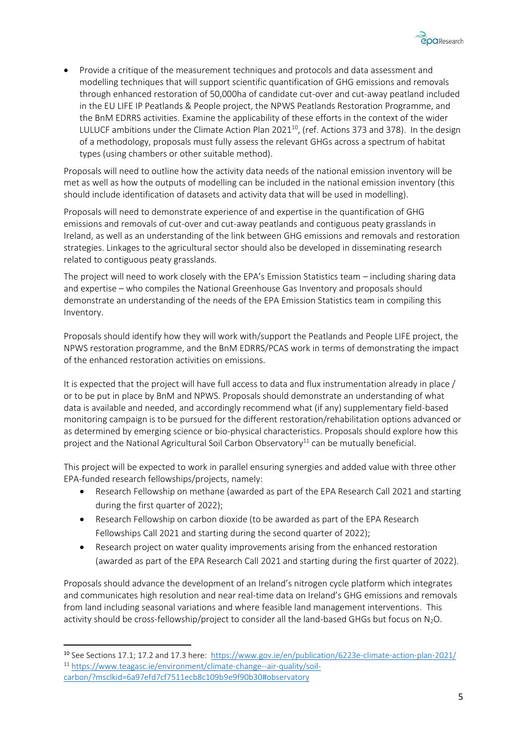- Provide a critique of the measurement techniques and protocols and data assessment and modelling techniques that will support scientific quantification of GHG emissions and removals through enhanced restoration of 50,000ha of candidate cut-over and cut-away peatland included in the EU LIFE IP Peatlands & People project, the NPWS Peatlands Restoration Programme, and the BnM EDRRS activities. Examine the applicability of these efforts in the context of the wider LULUCF ambitions under the Climate Action Plan 2021[10], (ref. Actions 373 and 378). In the design of a methodology, proposals must fully assess the relevant GHGs across a spectrum of habitat types (using chambers or other suitable method).

Proposals will need to outline how the activity data needs of the national emission inventory will be met as well as how the outputs of modelling can be included in the national emission inventory (this should include identification of datasets and activity data that will be used in modelling).

Proposals will need to demonstrate experience of and expertise in the quantification of GHG emissions and removals of cut-over and cut-away peatlands and contiguous peaty grasslands in Ireland, as well as an understanding of the link between GHG emissions and removals and restoration strategies. Linkages to the agricultural sector should also be developed in disseminating research related to contiguous peaty grasslands.

The project will need to work closely with the EPA's Emission Statistics team – including sharing data and expertise – who compiles the National Greenhouse Gas Inventory and proposals should demonstrate an understanding of the needs of the EPA Emission Statistics team in compiling this Inventory.

Proposals should identify how they will work with/support the Peatlands and People LIFE project, the NPWS restoration programme, and the BnM EDRRS/PCAS work in terms of demonstrating the impact of the enhanced restoration activities on emissions.

It is expected that the project will have full access to data and flux instrumentation already in place / or to be put in place by BnM and NPWS. Proposals should demonstrate an understanding of what data is available and needed, and accordingly recommend what (if any) supplementary field-based monitoring campaign is to be pursued for the different restoration/rehabilitation options advanced or as determined by emerging science or bio-physical characteristics. Proposals should explore how this project and the National Agricultural Soil Carbon Observatory[11] can be mutually beneficial.

This project will be expected to work in parallel ensuring synergies and added value with three other EPA-funded research fellowships/projects, namely:

- Research Fellowship on methane (awarded as part of the EPA Research Call 2021 and starting during the first quarter of 2022);
- Research Fellowship on carbon dioxide (to be awarded as part of the EPA Research Fellowships Call 2021 and starting during the second quarter of 2022);
- Research project on water quality improvements arising from the enhanced restoration (awarded as part of the EPA Research Call 2021 and starting during the first quarter of 2022).

Proposals should advance the development of an Ireland's nitrogen cycle platform which integrates and communicates high resolution and near real-time data on Ireland's GHG emissions and removals from land including seasonal variations and where feasible land management interventions. This activity should be cross-fellowship/project to consider all the land-based GHGs but focus on $N_2O$.

---

[10] See Sections 17.1; 17.2 and 17.3 here: https://www.gov.ie/en/publication/6223e-climate-action-plan-2021/

[11] https://www.teagasc.ie/environment/climate-change--air-quality/soil-carbon/?msclkid=6a97efd7cf7511ecb8c109b9e9f90b30#observatory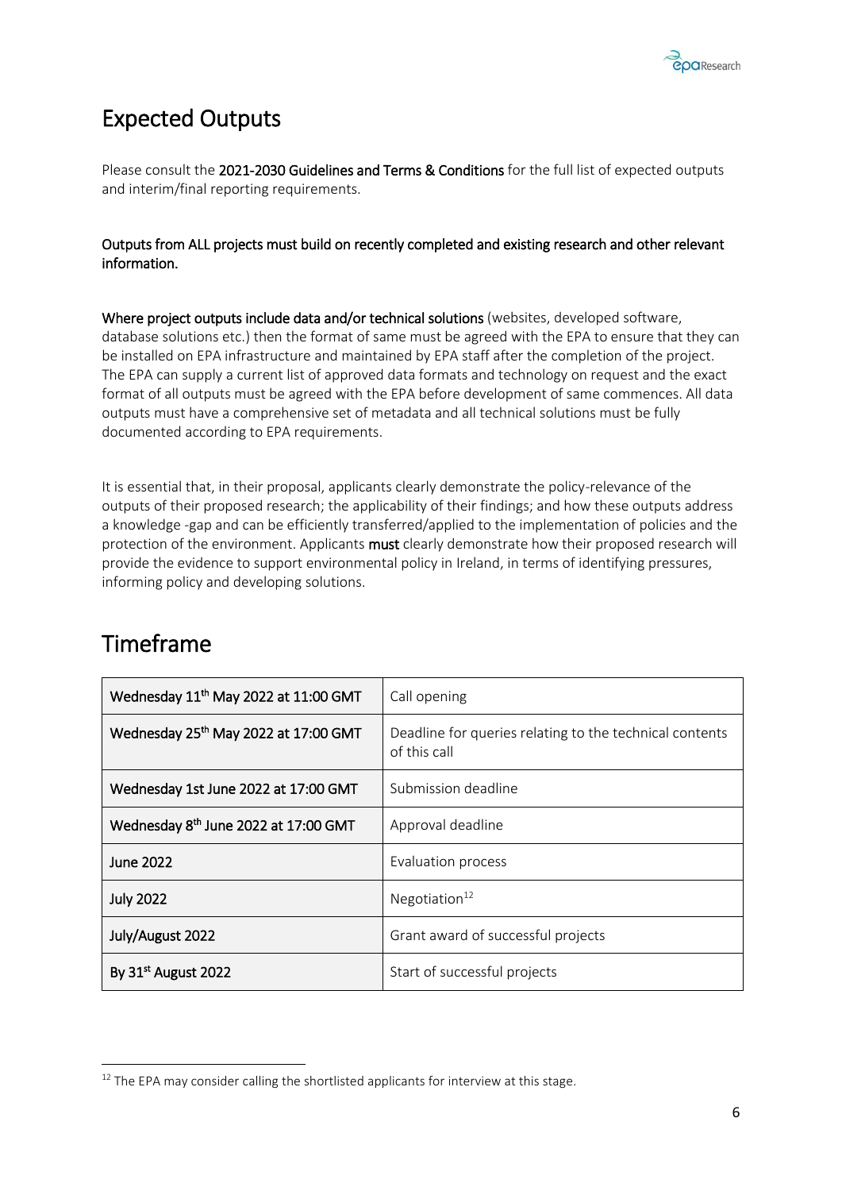## Expected Outputs

Please consult the **2021-2030 Guidelines and Terms & Conditions** for the full list of expected outputs and interim/final reporting requirements.

**Outputs from ALL projects must build on recently completed and existing research and other relevant information.**

**Where project outputs include data and/or technical solutions** (websites, developed software, database solutions etc.) then the format of same must be agreed with the EPA to ensure that they can be installed on EPA infrastructure and maintained by EPA staff after the completion of the project. The EPA can supply a current list of approved data formats and technology on request and the exact format of all outputs must be agreed with the EPA before development of same commences. All data outputs must have a comprehensive set of metadata and all technical solutions must be fully documented according to EPA requirements.

It is essential that, in their proposal, applicants clearly demonstrate the policy-relevance of the outputs of their proposed research; the applicability of their findings; and how these outputs address a knowledge -gap and can be efficiently transferred/applied to the implementation of policies and the protection of the environment. Applicants **must** clearly demonstrate how their proposed research will provide the evidence to support environmental policy in Ireland, in terms of identifying pressures, informing policy and developing solutions.

## Timeframe

| Date | Stage |
|---|---|
| Wednesday 11th May 2022 at 11:00 GMT | Call opening |
| Wednesday 25th May 2022 at 17:00 GMT | Deadline for queries relating to the technical contents of this call |
| Wednesday 1st June 2022 at 17:00 GMT | Submission deadline |
| Wednesday 8th June 2022 at 17:00 GMT | Approval deadline |
| June 2022 | Evaluation process |
| July 2022 | Negotiation[12] |
| July/August 2022 | Grant award of successful projects |
| By 31st August 2022 | Start of successful projects |

[12] The EPA may consider calling the shortlisted applicants for interview at this stage.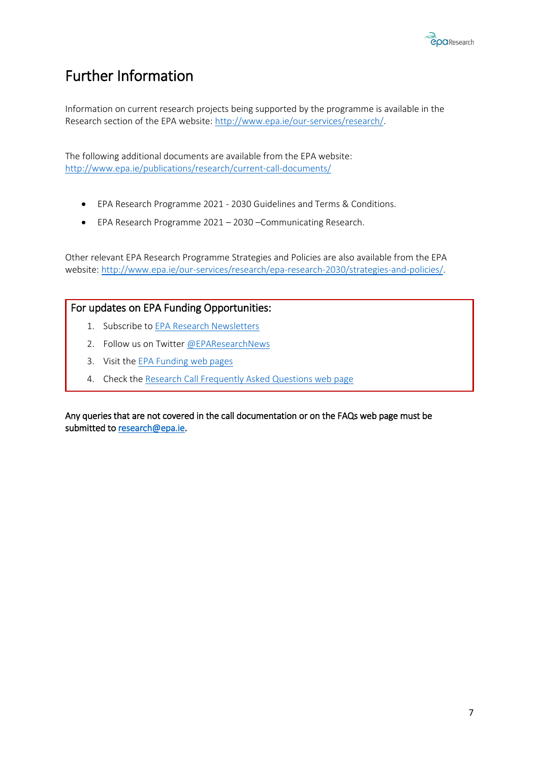# Further Information

Information on current research projects being supported by the programme is available in the Research section of the EPA website: http://www.epa.ie/our-services/research/.

The following additional documents are available from the EPA website: http://www.epa.ie/publications/research/current-call-documents/

- EPA Research Programme 2021 - 2030 Guidelines and Terms & Conditions.
- EPA Research Programme 2021 – 2030 –Communicating Research.

Other relevant EPA Research Programme Strategies and Policies are also available from the EPA website: http://www.epa.ie/our-services/research/epa-research-2030/strategies-and-policies/.

**For updates on EPA Funding Opportunities:**

1. Subscribe to EPA Research Newsletters
2. Follow us on Twitter @EPAResearchNews
3. Visit the EPA Funding web pages
4. Check the Research Call Frequently Asked Questions web page

Any queries that are not covered in the call documentation or on the FAQs web page must be submitted to research@epa.ie.